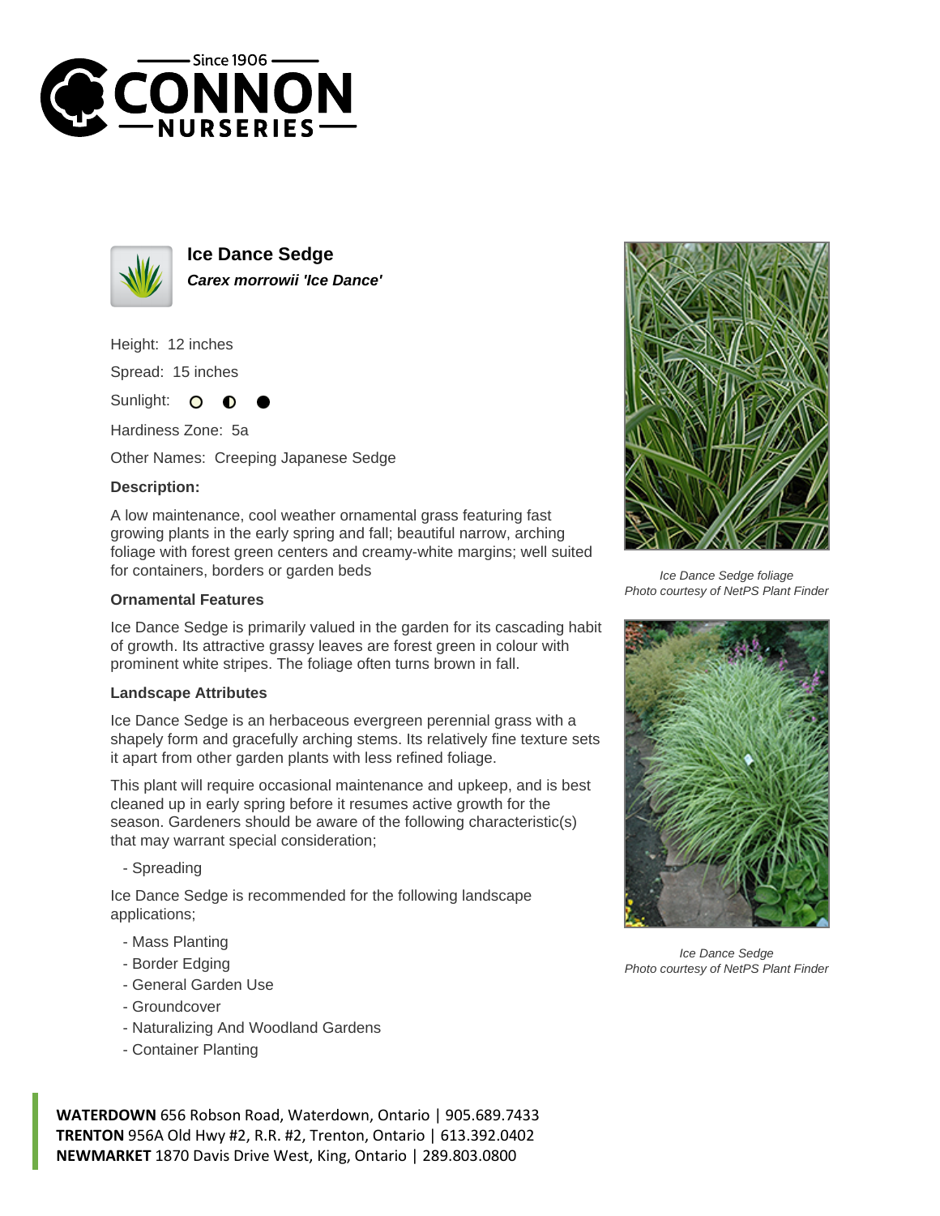Since 1906
# CONNON NURSERIES

## Ice Dance Sedge

***Carex morrowii 'Ice Dance'***

Height: 12 inches

Spread: 15 inches

Sunlight: ○ ◐ ●

Hardiness Zone: 5a

Other Names: Creeping Japanese Sedge

**Description:**

A low maintenance, cool weather ornamental grass featuring fast growing plants in the early spring and fall; beautiful narrow, arching foliage with forest green centers and creamy-white margins; well suited for containers, borders or garden beds

### Ornamental Features

Ice Dance Sedge is primarily valued in the garden for its cascading habit of growth. Its attractive grassy leaves are forest green in colour with prominent white stripes. The foliage often turns brown in fall.

### Landscape Attributes

Ice Dance Sedge is an herbaceous evergreen perennial grass with a shapely form and gracefully arching stems. Its relatively fine texture sets it apart from other garden plants with less refined foliage.

This plant will require occasional maintenance and upkeep, and is best cleaned up in early spring before it resumes active growth for the season. Gardeners should be aware of the following characteristic(s) that may warrant special consideration;

- Spreading

Ice Dance Sedge is recommended for the following landscape applications;

- Mass Planting
- Border Edging
- General Garden Use
- Groundcover
- Naturalizing And Woodland Gardens
- Container Planting

*Ice Dance Sedge foliage*
*Photo courtesy of NetPS Plant Finder*

*Ice Dance Sedge*
*Photo courtesy of NetPS Plant Finder*

**WATERDOWN** 656 Robson Road, Waterdown, Ontario | 905.689.7433
**TRENTON** 956A Old Hwy #2, R.R. #2, Trenton, Ontario | 613.392.0402
**NEWMARKET** 1870 Davis Drive West, King, Ontario | 289.803.0800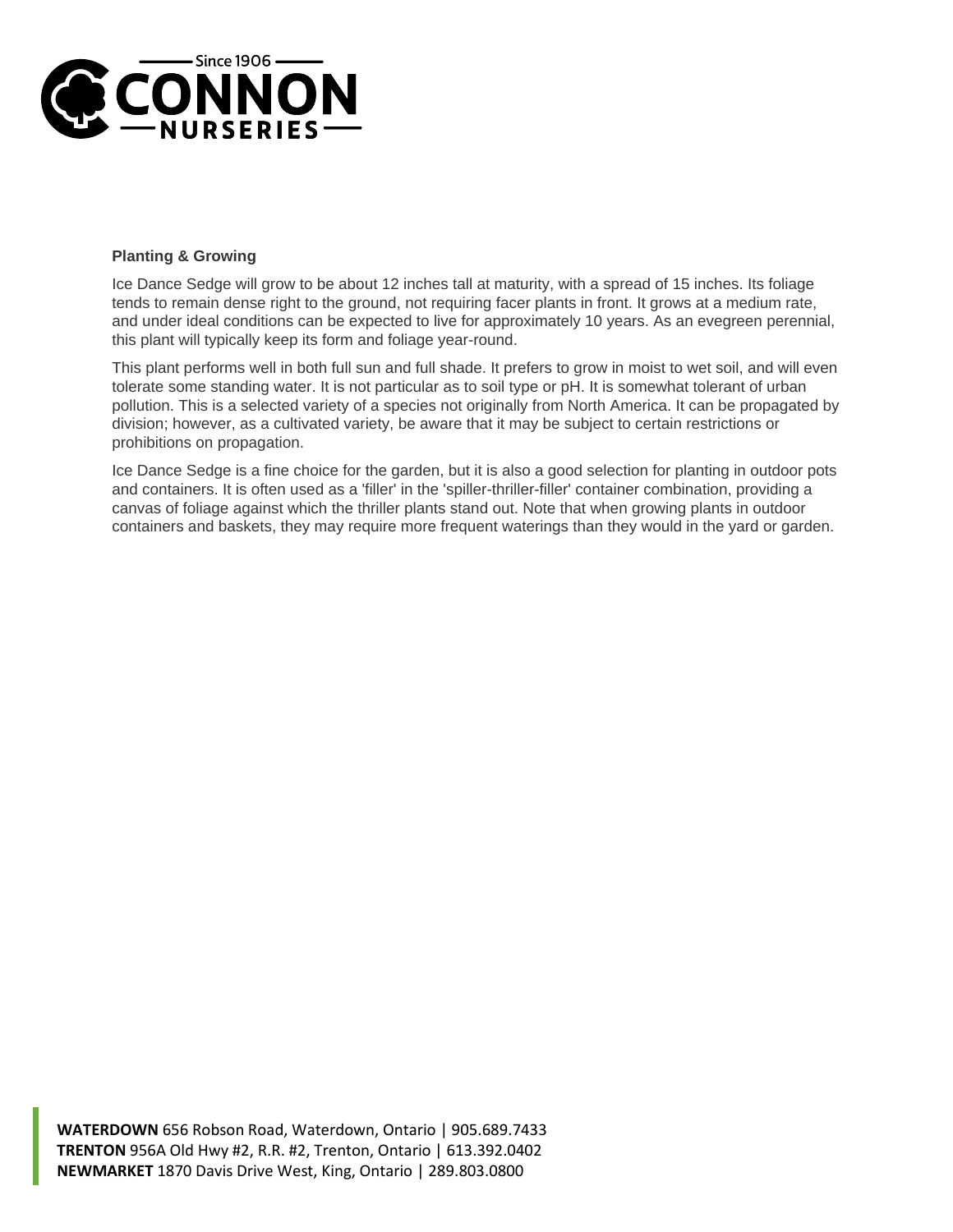### Planting & Growing

Ice Dance Sedge will grow to be about 12 inches tall at maturity, with a spread of 15 inches. Its foliage tends to remain dense right to the ground, not requiring facer plants in front. It grows at a medium rate, and under ideal conditions can be expected to live for approximately 10 years. As an evegreen perennial, this plant will typically keep its form and foliage year-round.

This plant performs well in both full sun and full shade. It prefers to grow in moist to wet soil, and will even tolerate some standing water. It is not particular as to soil type or pH. It is somewhat tolerant of urban pollution. This is a selected variety of a species not originally from North America. It can be propagated by division; however, as a cultivated variety, be aware that it may be subject to certain restrictions or prohibitions on propagation.

Ice Dance Sedge is a fine choice for the garden, but it is also a good selection for planting in outdoor pots and containers. It is often used as a 'filler' in the 'spiller-thriller-filler' container combination, providing a canvas of foliage against which the thriller plants stand out. Note that when growing plants in outdoor containers and baskets, they may require more frequent waterings than they would in the yard or garden.